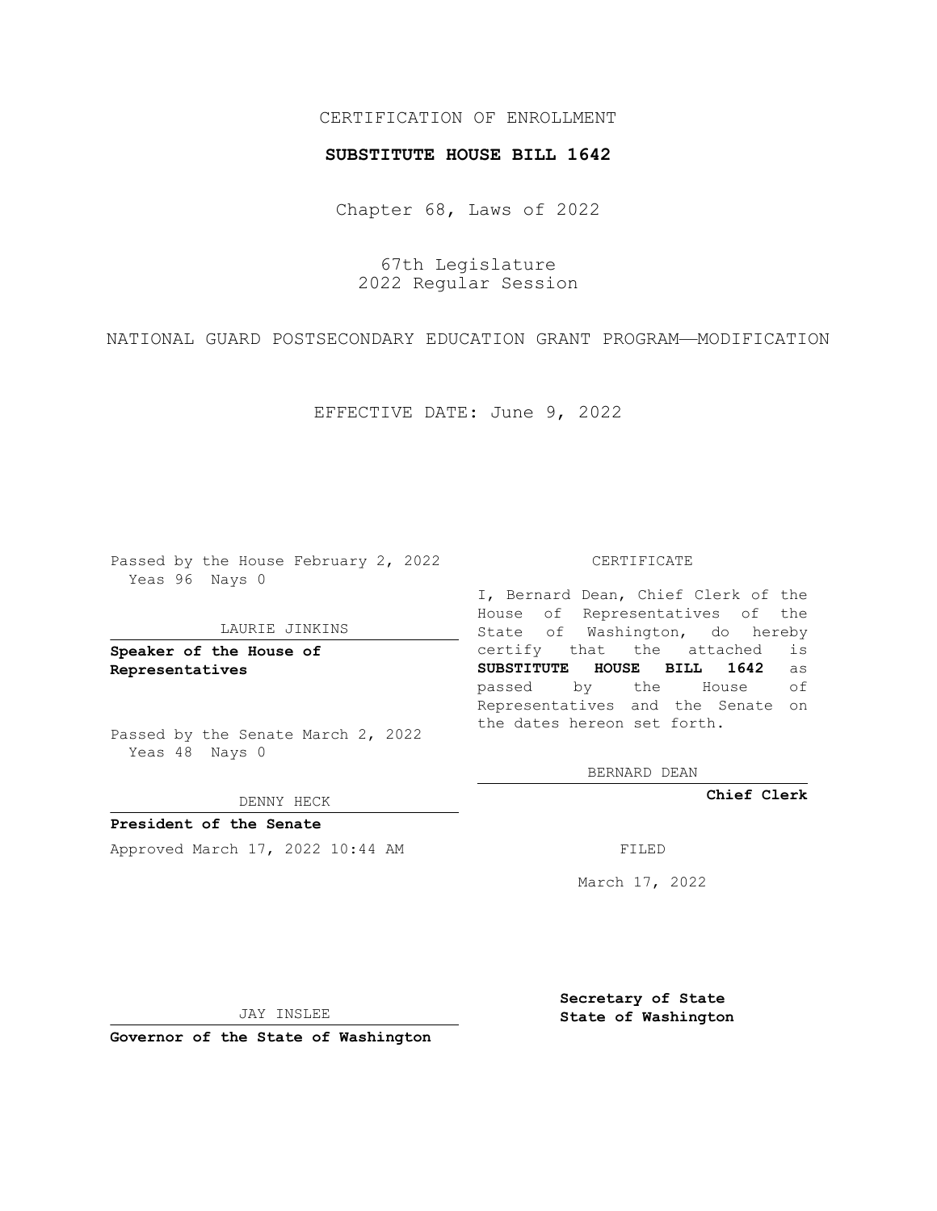CERTIFICATION OF ENROLLMENT

**SUBSTITUTE HOUSE BILL 1642**

Chapter 68, Laws of 2022

67th Legislature
2022 Regular Session

NATIONAL GUARD POSTSECONDARY EDUCATION GRANT PROGRAM—MODIFICATION

EFFECTIVE DATE: June 9, 2022

Passed by the House February 2, 2022
Yeas 96 Nays 0

LAURIE JINKINS

**Speaker of the House of Representatives**

Passed by the Senate March 2, 2022
Yeas 48 Nays 0

DENNY HECK

**President of the Senate**

Approved March 17, 2022 10:44 AM

JAY INSLEE

**Governor of the State of Washington**

CERTIFICATE

I, Bernard Dean, Chief Clerk of the House of Representatives of the State of Washington, do hereby certify that the attached is **SUBSTITUTE HOUSE BILL 1642** as passed by the House of Representatives and the Senate on the dates hereon set forth.

BERNARD DEAN

**Chief Clerk**

FILED

March 17, 2022

**Secretary of State**
**State of Washington**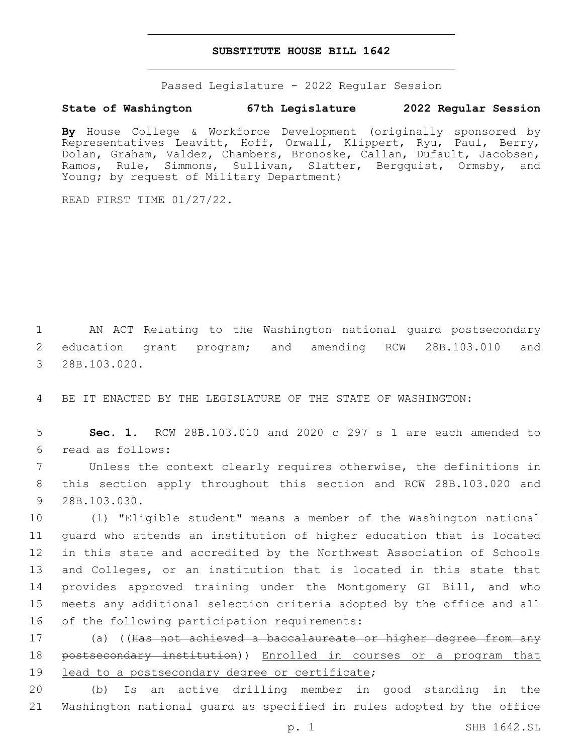# SUBSTITUTE HOUSE BILL 1642

Passed Legislature - 2022 Regular Session

**State of Washington 67th Legislature 2022 Regular Session**

**By** House College & Workforce Development (originally sponsored by Representatives Leavitt, Hoff, Orwall, Klippert, Ryu, Paul, Berry, Dolan, Graham, Valdez, Chambers, Bronoske, Callan, Dufault, Jacobsen, Ramos, Rule, Simmons, Sullivan, Slatter, Bergquist, Ormsby, and Young; by request of Military Department)

READ FIRST TIME 01/27/22.

1 AN ACT Relating to the Washington national guard postsecondary
2 education grant program; and amending RCW 28B.103.010 and
3 28B.103.020.

4 BE IT ENACTED BY THE LEGISLATURE OF THE STATE OF WASHINGTON:

5 **Sec. 1.** RCW 28B.103.010 and 2020 c 297 s 1 are each amended to
6 read as follows:

7 Unless the context clearly requires otherwise, the definitions in
8 this section apply throughout this section and RCW 28B.103.020 and
9 28B.103.030.

10 (1) "Eligible student" means a member of the Washington national
11 guard who attends an institution of higher education that is located
12 in this state and accredited by the Northwest Association of Schools
13 and Colleges, or an institution that is located in this state that
14 provides approved training under the Montgomery GI Bill, and who
15 meets any additional selection criteria adopted by the office and all
16 of the following participation requirements:

17 (a) ((~~Has not achieved a baccalaureate or higher degree from any~~
18 ~~postsecondary institution~~)) Enrolled in courses or a program that
19 lead to a postsecondary degree or certificate;

20 (b) Is an active drilling member in good standing in the
21 Washington national guard as specified in rules adopted by the office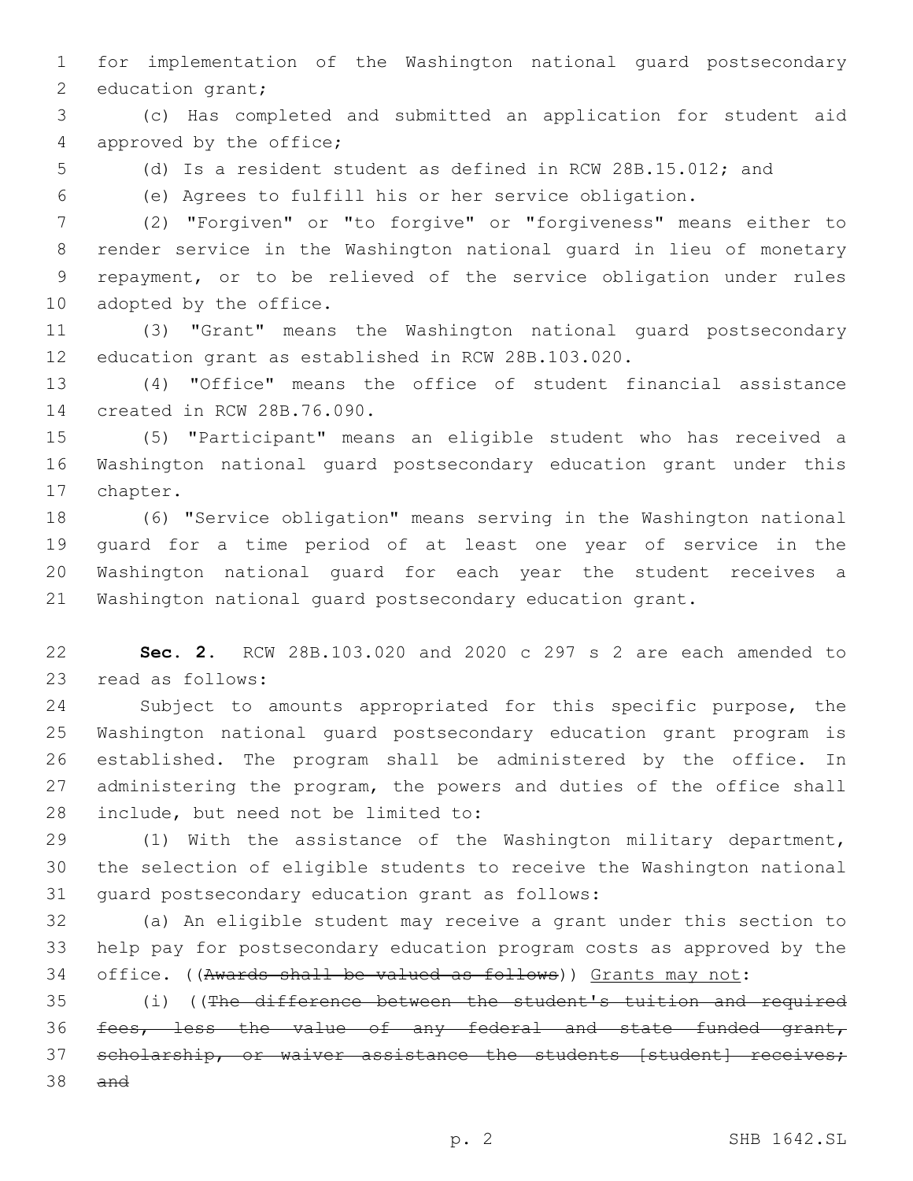for implementation of the Washington national guard postsecondary education grant;

(c) Has completed and submitted an application for student aid approved by the office;

(d) Is a resident student as defined in RCW 28B.15.012; and

(e) Agrees to fulfill his or her service obligation.

(2) "Forgiven" or "to forgive" or "forgiveness" means either to render service in the Washington national guard in lieu of monetary repayment, or to be relieved of the service obligation under rules adopted by the office.

(3) "Grant" means the Washington national guard postsecondary education grant as established in RCW 28B.103.020.

(4) "Office" means the office of student financial assistance created in RCW 28B.76.090.

(5) "Participant" means an eligible student who has received a Washington national guard postsecondary education grant under this chapter.

(6) "Service obligation" means serving in the Washington national guard for a time period of at least one year of service in the Washington national guard for each year the student receives a Washington national guard postsecondary education grant.

**Sec. 2.** RCW 28B.103.020 and 2020 c 297 s 2 are each amended to read as follows:

Subject to amounts appropriated for this specific purpose, the Washington national guard postsecondary education grant program is established. The program shall be administered by the office. In administering the program, the powers and duties of the office shall include, but need not be limited to:

(1) With the assistance of the Washington military department, the selection of eligible students to receive the Washington national guard postsecondary education grant as follows:

(a) An eligible student may receive a grant under this section to help pay for postsecondary education program costs as approved by the office. ((~~Awards shall be valued as follows~~)) <u>Grants may not</u>:

(i) ((~~The difference between the student's tuition and required fees, less the value of any federal and state funded grant, scholarship, or waiver assistance the students [student] receives; and~~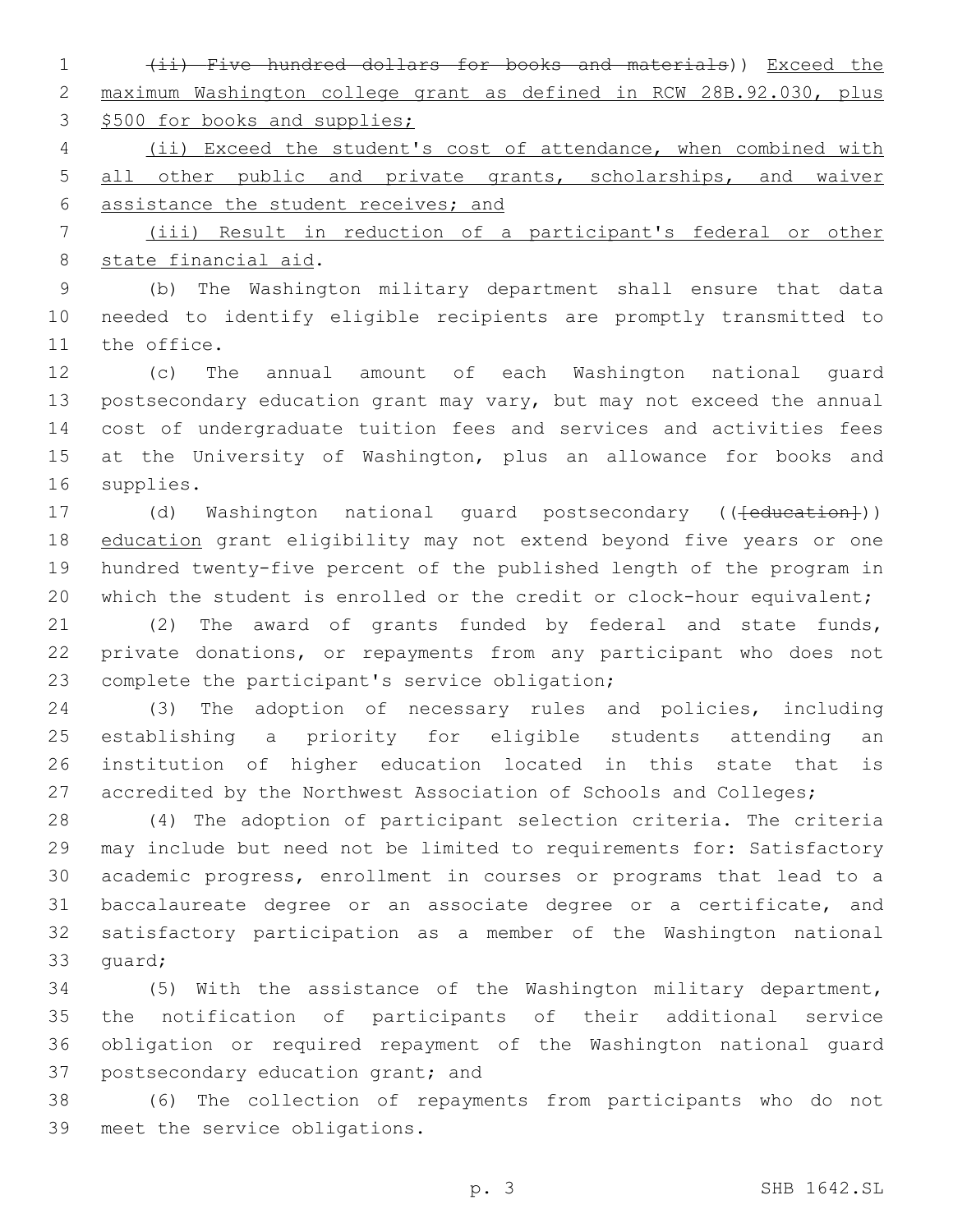(ii) ~~Five hundred dollars for books and materials~~)) Exceed the maximum Washington college grant as defined in RCW 28B.92.030, plus $500 for books and supplies;

(ii) Exceed the student's cost of attendance, when combined with all other public and private grants, scholarships, and waiver assistance the student receives; and

(iii) Result in reduction of a participant's federal or other state financial aid.

(b) The Washington military department shall ensure that data needed to identify eligible recipients are promptly transmitted to the office.

(c) The annual amount of each Washington national guard postsecondary education grant may vary, but may not exceed the annual cost of undergraduate tuition fees and services and activities fees at the University of Washington, plus an allowance for books and supplies.

(d) Washington national guard postsecondary ((~~[education]~~)) education grant eligibility may not extend beyond five years or one hundred twenty-five percent of the published length of the program in which the student is enrolled or the credit or clock-hour equivalent;

(2) The award of grants funded by federal and state funds, private donations, or repayments from any participant who does not complete the participant's service obligation;

(3) The adoption of necessary rules and policies, including establishing a priority for eligible students attending an institution of higher education located in this state that is accredited by the Northwest Association of Schools and Colleges;

(4) The adoption of participant selection criteria. The criteria may include but need not be limited to requirements for: Satisfactory academic progress, enrollment in courses or programs that lead to a baccalaureate degree or an associate degree or a certificate, and satisfactory participation as a member of the Washington national guard;

(5) With the assistance of the Washington military department, the notification of participants of their additional service obligation or required repayment of the Washington national guard postsecondary education grant; and

(6) The collection of repayments from participants who do not meet the service obligations.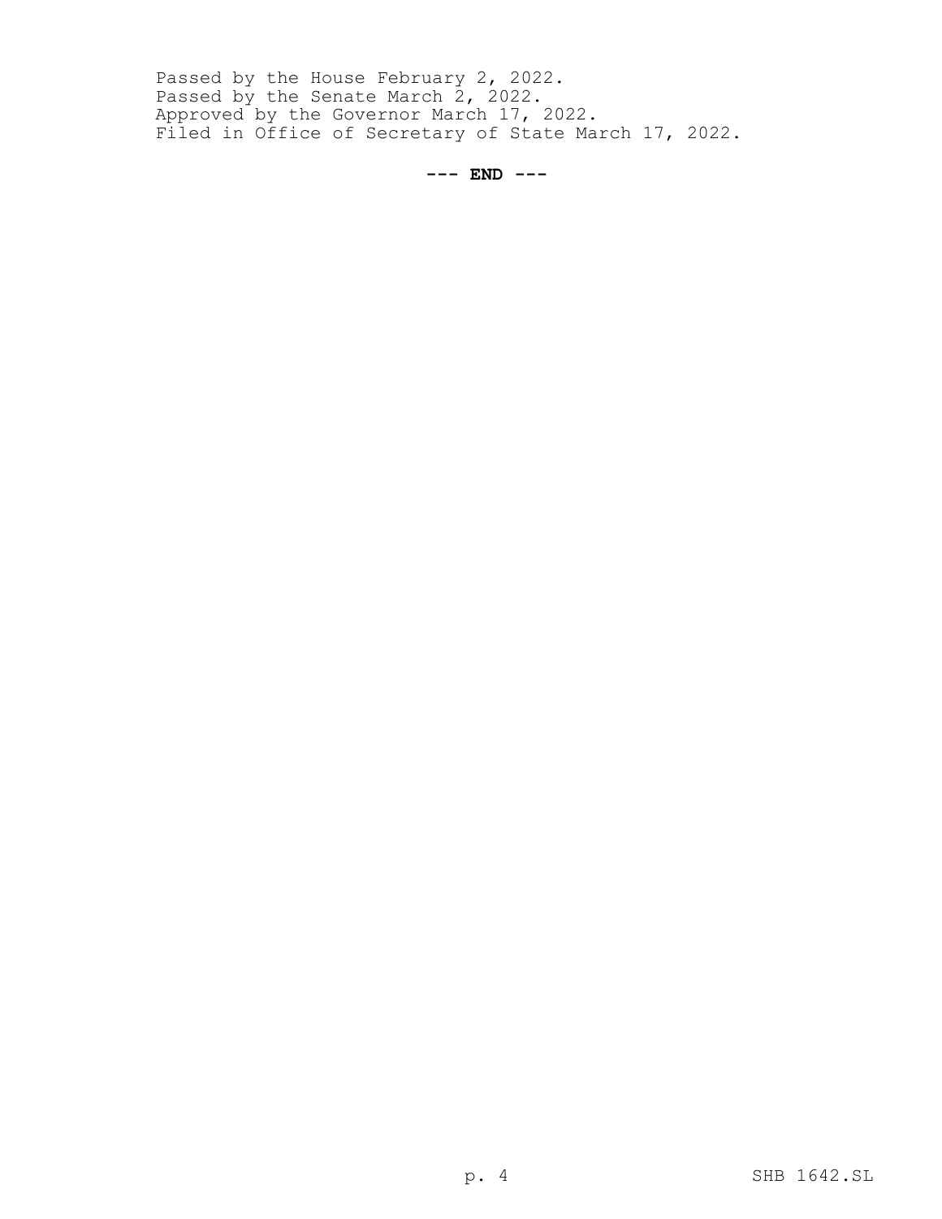Passed by the House February 2, 2022.
Passed by the Senate March 2, 2022.
Approved by the Governor March 17, 2022.
Filed in Office of Secretary of State March 17, 2022.

**--- END ---**